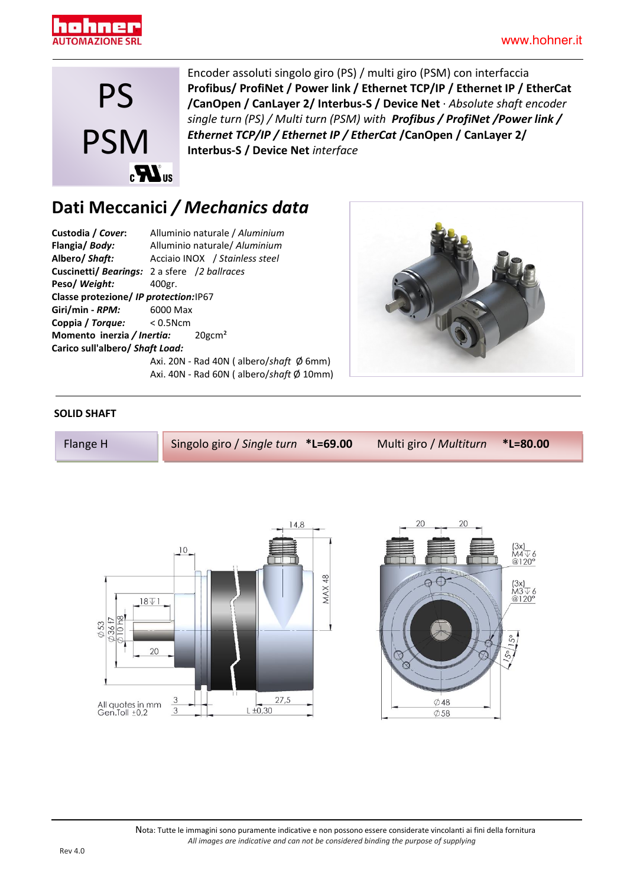www.hohner.it

# PS PSM

Encoder assoluti singolo giro (PS) / multi giro (PSM) con interfaccia **Profibus/ ProfiNet / Power link / Ethernet TCP/IP / Ethernet IP / EtherCat /CanOpen / CanLayer 2/ Interbus-S / Device Net** · *Absolute shaft encoder single turn (PS) / Multi turn (PSM) with* ***Profibus / ProfiNet /Power link / Ethernet TCP/IP / Ethernet IP / EtherCat*** **/CanOpen / CanLayer 2/ Interbus-S / Device Net** *interface*

## Dati Meccanici / *Mechanics data*

**Custodia / *Cover*:** Alluminio naturale / *Aluminium*
**Flangia/ *Body:*** Alluminio naturale/ *Aluminium*
**Albero/ *Shaft:*** Acciaio INOX / *Stainless steel*
**Cuscinetti/ *Bearings:*** 2 a sfere /*2 ballraces*
**Peso/ *Weight:*** 400gr.
**Classe protezione/ *IP protection:*** IP67
**Giri/min - *RPM:*** 6000 Max
**Coppia / *Torque:*** < 0.5Ncm
**Momento inerzia / *Inertia:*** 20gcm²
**Carico sull'albero/ *Shaft Load:***
Axi. 20N - Rad 40N ( albero/*shaft* Ø 6mm)
Axi. 40N - Rad 60N ( albero/*shaft* Ø 10mm)

**SOLID SHAFT**

| Flange H | Singolo giro / *Single turn* **\*L=69.00** | Multi giro / *Multiturn* **\*L=80.00** |
|---|---|---|

All quotes in mm
Gen.Toll ±0,2

Nota: Tutte le immagini sono puramente indicative e non possono essere considerate vincolanti ai fini della fornitura
*All images are indicative and can not be considered binding the purpose of supplying*

Rev 4.0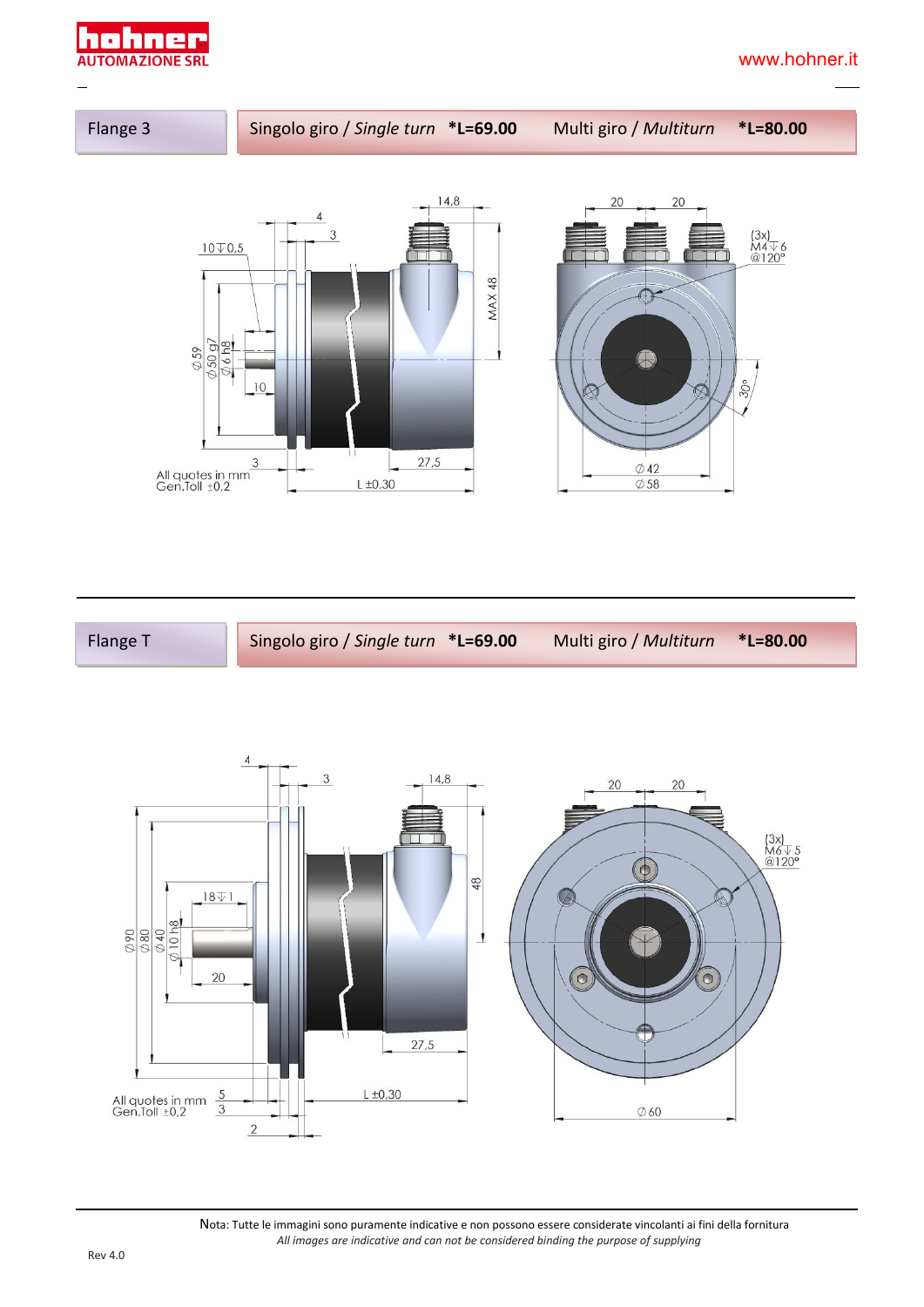| Flange 3 | Singolo giro / *Single turn* **\*L=69.00** | Multi giro / *Multiturn* **\*L=80.00** |
|---|---|---|

All quotes in mm
Gen.Toll ±0,2

| Flange T | Singolo giro / *Single turn* **\*L=69.00** | Multi giro / *Multiturn* **\*L=80.00** |
|---|---|---|

All quotes in mm
Gen.Toll ±0,2

Nota: Tutte le immagini sono puramente indicative e non possono essere considerate vincolanti ai fini della fornitura
*All images are indicative and can not be considered binding the purpose of supplying*

Rev 4.0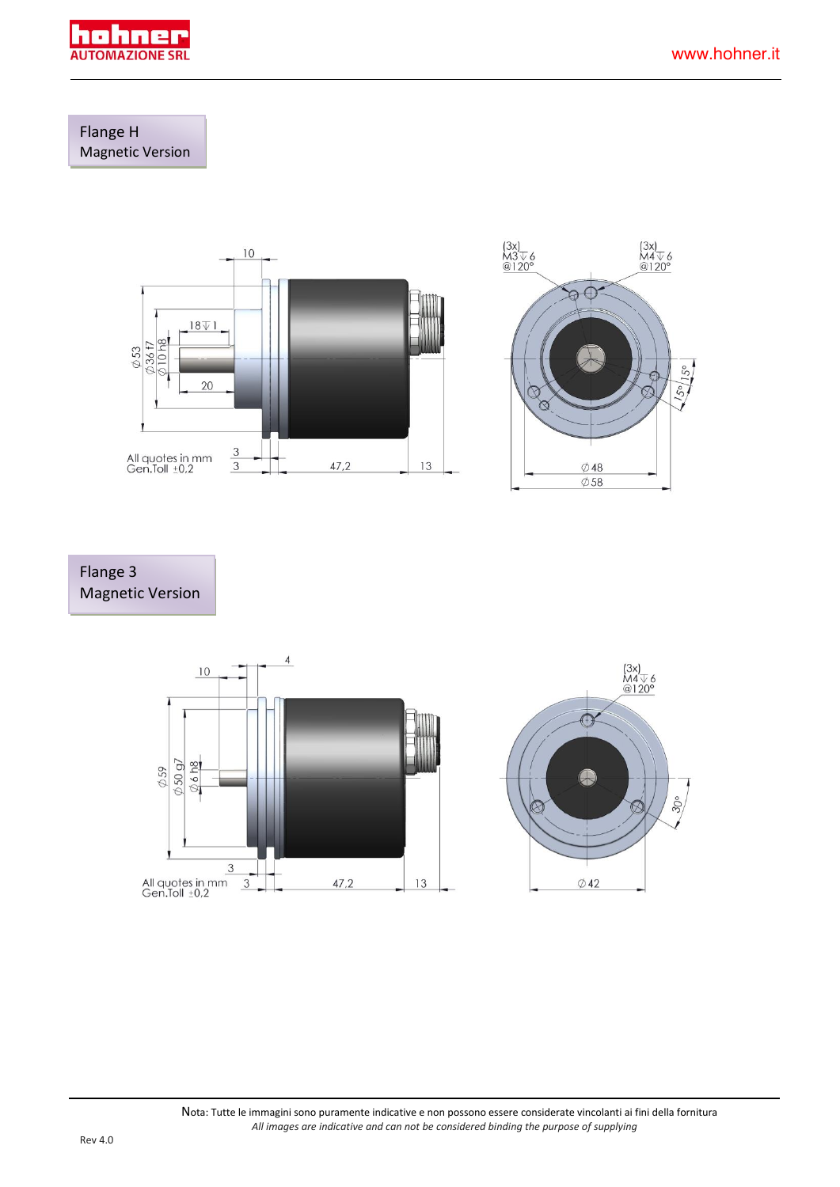## Flange H
Magnetic Version

(3x) M3 ↧ 6 @120°

(3x) M4 ↧ 6 @120°

10

18 ↧ 1

Ø53 Ø36 f7 Ø10 h8

20

15° 15°

All quotes in mm
Gen.Toll ±0,2

3 3 47,2 13

Ø48
Ø58

## Flange 3
Magnetic Version

(3x) M4 ↧ 6 @120°

10 4

Ø59 Ø50 g7 Ø6 h8

30°

3

All quotes in mm
Gen.Toll ±0,2

3 47,2 13

Ø42

Nota: Tutte le immagini sono puramente indicative e non possono essere considerate vincolanti ai fini della fornitura
*All images are indicative and can not be considered binding the purpose of supplying*

Rev 4.0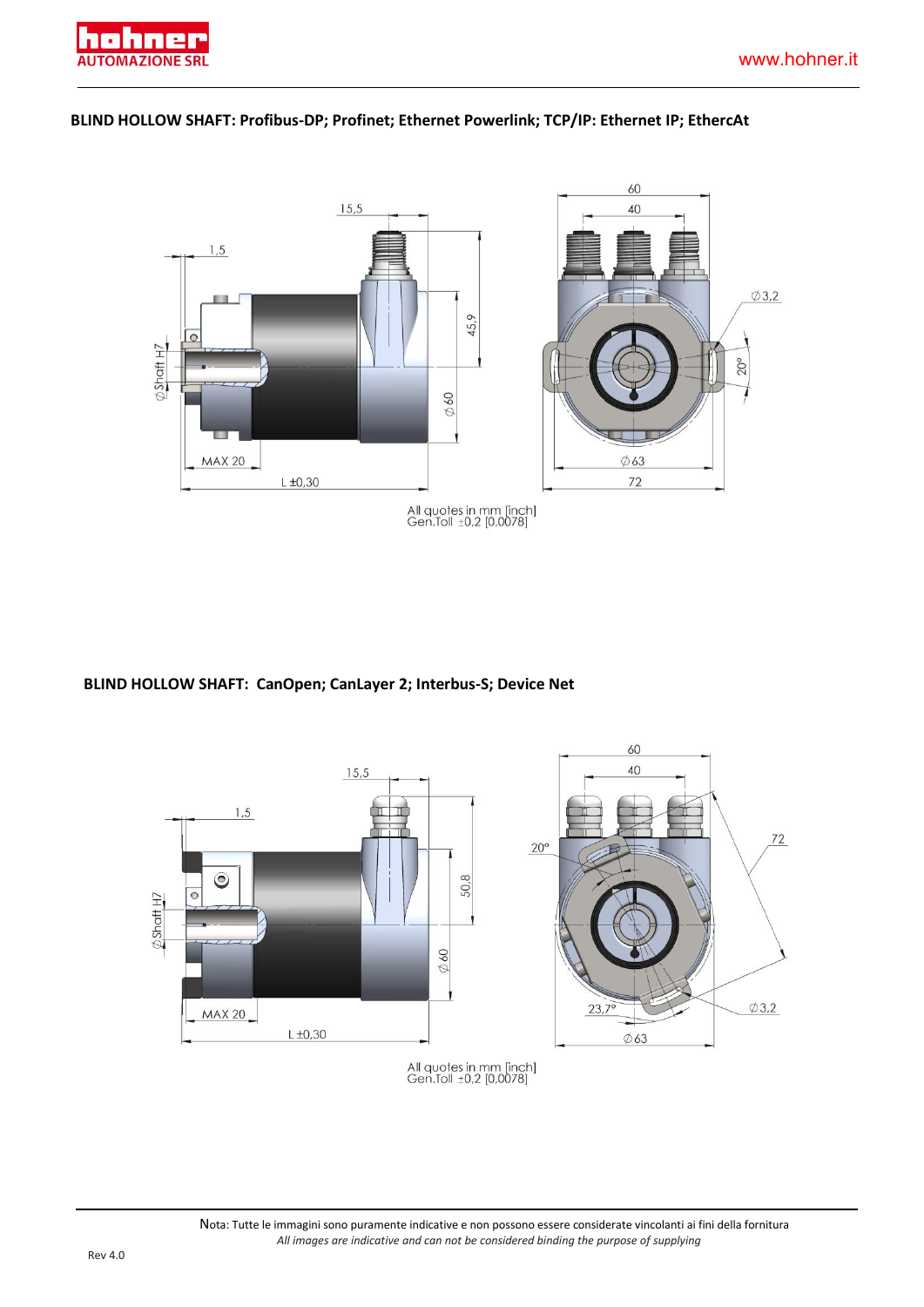## BLIND HOLLOW SHAFT: Profibus-DP; Profinet; Ethernet Powerlink; TCP/IP: Ethernet IP; EtherCAT

All quotes in mm [inch]
Gen.Toll ±0,2 [0,0078]

## BLIND HOLLOW SHAFT: CanOpen; CanLayer 2; Interbus-S; Device Net

All quotes in mm [inch]
Gen.Toll ±0,2 [0,0078]

Nota: Tutte le immagini sono puramente indicative e non possono essere considerate vincolanti ai fini della fornitura
*All images are indicative and can not be considered binding the purpose of supplying*

Rev 4.0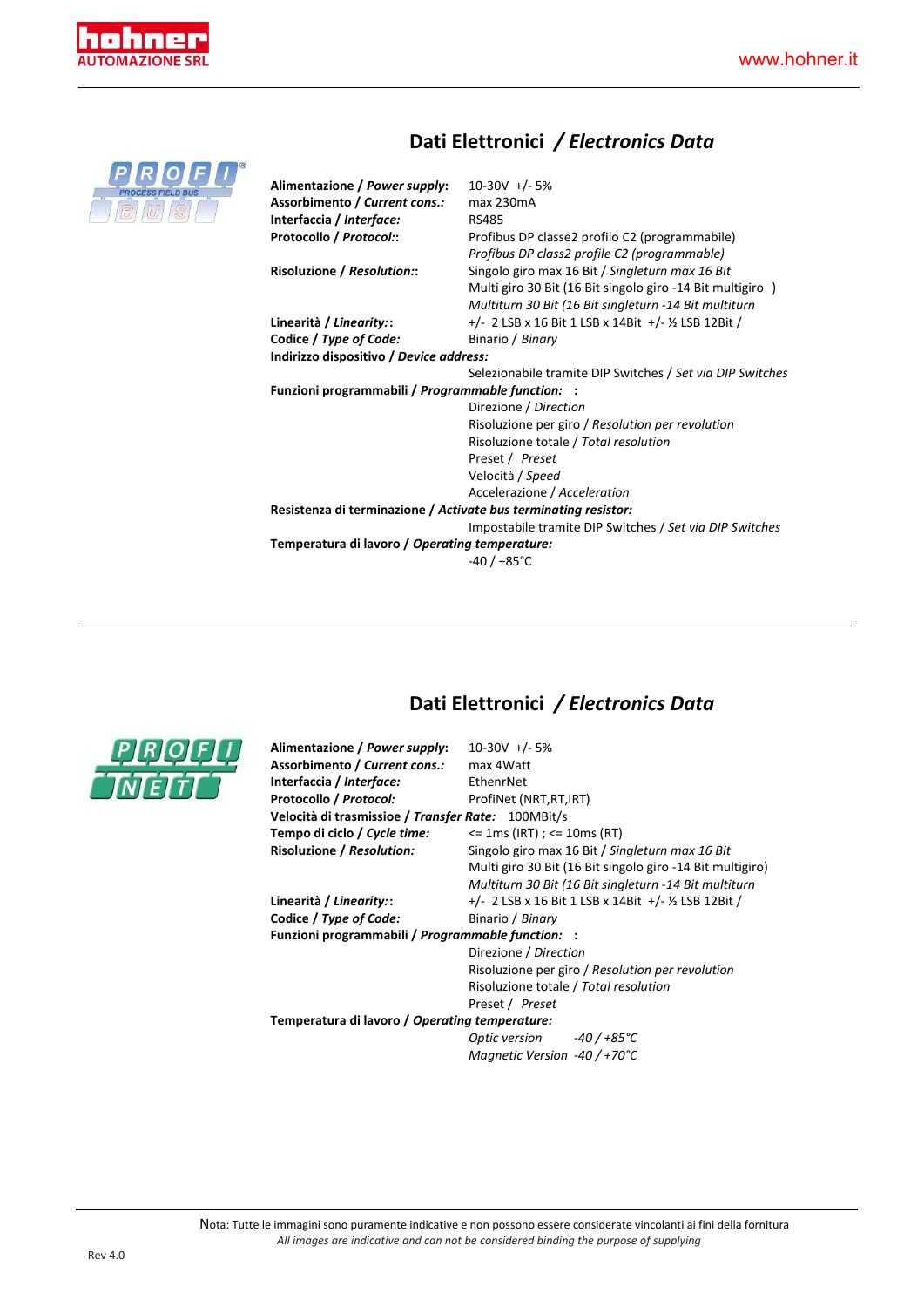## Dati Elettronici / *Electronics Data*

PROFI BUS — PROCESS FIELD BUS

| | |
|---|---|
| **Alimentazione / *Power supply*:** | 10-30V +/- 5% |
| **Assorbimento / *Current cons.:*** | max 230mA |
| **Interfaccia / *Interface:*** | RS485 |
| **Protocollo / *Protocol:*:** | Profibus DP classe2 profilo C2 (programmabile)<br>*Profibus DP class2 profile C2 (programmable)* |
| **Risoluzione / *Resolution:*:** | Singolo giro max 16 Bit / *Singleturn max 16 Bit*<br>Multi giro 30 Bit (16 Bit singolo giro -14 Bit multigiro )<br>*Multiturn 30 Bit (16 Bit singleturn -14 Bit multiturn* |
| **Linearità / *Linearity:*:** | +/- 2 LSB x 16 Bit 1 LSB x 14Bit +/- ½ LSB 12Bit / |
| **Codice / *Type of Code:*** | Binario / *Binary* |
| **Indirizzo dispositivo / *Device address:*** | Selezionabile tramite DIP Switches / *Set via DIP Switches* |
| **Funzioni programmabili / *Programmable function:* :** | Direzione / *Direction*<br>Risoluzione per giro / *Resolution per revolution*<br>Risoluzione totale / *Total resolution*<br>Preset / *Preset*<br>Velocità / *Speed*<br>Accelerazione / *Acceleration* |
| **Resistenza di terminazione / *Activate bus terminating resistor:*** | Impostabile tramite DIP Switches / *Set via DIP Switches* |
| **Temperatura di lavoro / *Operating temperature:*** | -40 / +85°C |

---

## Dati Elettronici / *Electronics Data*

PROFI NET

| | |
|---|---|
| **Alimentazione / *Power supply*:** | 10-30V +/- 5% |
| **Assorbimento / *Current cons.:*** | max 4Watt |
| **Interfaccia / *Interface:*** | EthenrNet |
| **Protocollo / *Protocol:*** | ProfiNet (NRT,RT,IRT) |
| **Velocità di trasmissioe / *Transfer Rate:*** | 100MBit/s |
| **Tempo di ciclo / *Cycle time:*** | <= 1ms (IRT) ; <= 10ms (RT) |
| **Risoluzione / *Resolution:*** | Singolo giro max 16 Bit / *Singleturn max 16 Bit*<br>Multi giro 30 Bit (16 Bit singolo giro -14 Bit multigiro)<br>*Multiturn 30 Bit (16 Bit singleturn -14 Bit multiturn* |
| **Linearità / *Linearity:*:** | +/- 2 LSB x 16 Bit 1 LSB x 14Bit +/- ½ LSB 12Bit / |
| **Codice / *Type of Code:*** | Binario / *Binary* |
| **Funzioni programmabili / *Programmable function:* :** | Direzione / *Direction*<br>Risoluzione per giro / *Resolution per revolution*<br>Risoluzione totale / *Total resolution*<br>Preset / *Preset* |
| **Temperatura di lavoro / *Operating temperature:*** | *Optic version -40 / +85°C*<br>*Magnetic Version -40 / +70°C* |

Nota: Tutte le immagini sono puramente indicative e non possono essere considerate vincolanti ai fini della fornitura
*All images are indicative and can not be considered binding the purpose of supplying*

Rev 4.0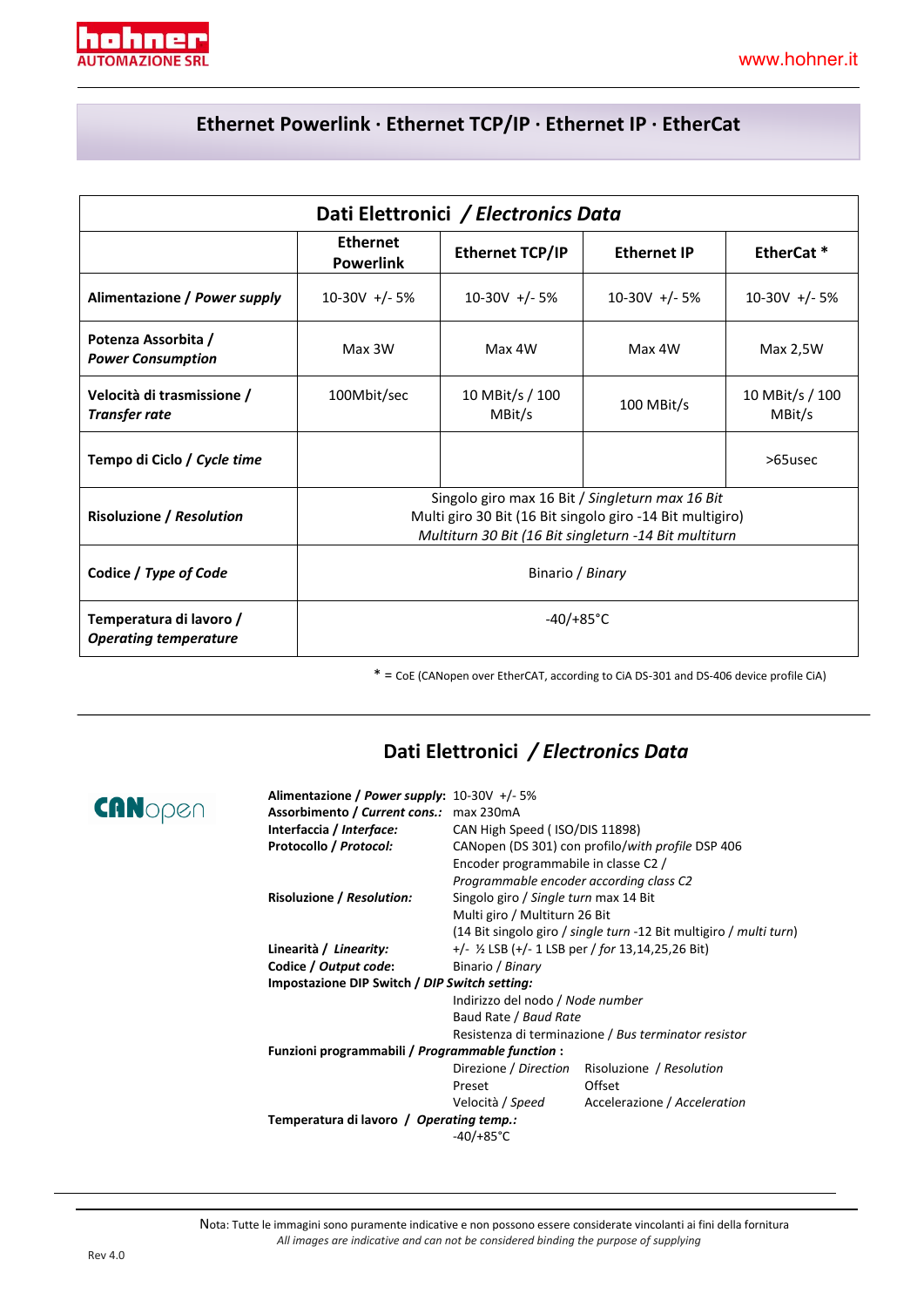## Ethernet Powerlink · Ethernet TCP/IP · Ethernet IP · EtherCat

| Dati Elettronici / *Electronics Data* | | | | |
|---|---|---|---|---|
| | **Ethernet Powerlink** | **Ethernet TCP/IP** | **Ethernet IP** | **EtherCat *** |
| **Alimentazione / *Power supply*** | 10-30V +/- 5% | 10-30V +/- 5% | 10-30V +/- 5% | 10-30V +/- 5% |
| **Potenza Assorbita / *Power Consumption*** | Max 3W | Max 4W | Max 4W | Max 2,5W |
| **Velocità di trasmissione / *Transfer rate*** | 100Mbit/sec | 10 MBit/s / 100 MBit/s | 100 MBit/s | 10 MBit/s / 100 MBit/s |
| **Tempo di Ciclo / *Cycle time*** | | | | >65usec |
| **Risoluzione / *Resolution*** | Singolo giro max 16 Bit / *Singleturn max 16 Bit* Multi giro 30 Bit (16 Bit singolo giro -14 Bit multigiro) *Multiturn 30 Bit (16 Bit singleturn -14 Bit multiturn* | | | |
| **Codice / *Type of Code*** | Binario / *Binary* | | | |
| **Temperatura di lavoro / *Operating temperature*** | -40/+85°C | | | |

* = CoE (CANopen over EtherCAT, according to CiA DS-301 and DS-406 device profile CiA)

## Dati Elettronici / *Electronics Data*

CANopen

**Alimentazione / *Power supply*:** 10-30V +/- 5%
**Assorbimento / *Current cons.*:** max 230mA
**Interfaccia / *Interface:*** CAN High Speed ( ISO/DIS 11898)
**Protocollo / *Protocol:*** CANopen (DS 301) con profilo/*with profile* DSP 406
Encoder programmabile in classe C2 /
*Programmable encoder according class C2*
**Risoluzione / *Resolution:*** Singolo giro / *Single turn* max 14 Bit
Multi giro / Multiturn 26 Bit
(14 Bit singolo giro / *single turn* -12 Bit multigiro / *multi turn*)
**Linearità / *Linearity:*** +/- ½ LSB (+/- 1 LSB per / *for* 13,14,25,26 Bit)
**Codice / *Output code*:** Binario / *Binary*
**Impostazione DIP Switch / *DIP Switch setting:***
Indirizzo del nodo / *Node number*
Baud Rate / *Baud Rate*
Resistenza di terminazione / *Bus terminator resistor*
**Funzioni programmabili / *Programmable function* :**
Direzione / *Direction* — Risoluzione / *Resolution*
Preset — Offset
Velocità / *Speed* — Accelerazione / *Acceleration*
**Temperatura di lavoro / *Operating temp.:***
-40/+85°C

Nota: Tutte le immagini sono puramente indicative e non possono essere considerate vincolanti ai fini della fornitura
*All images are indicative and can not be considered binding the purpose of supplying*

Rev 4.0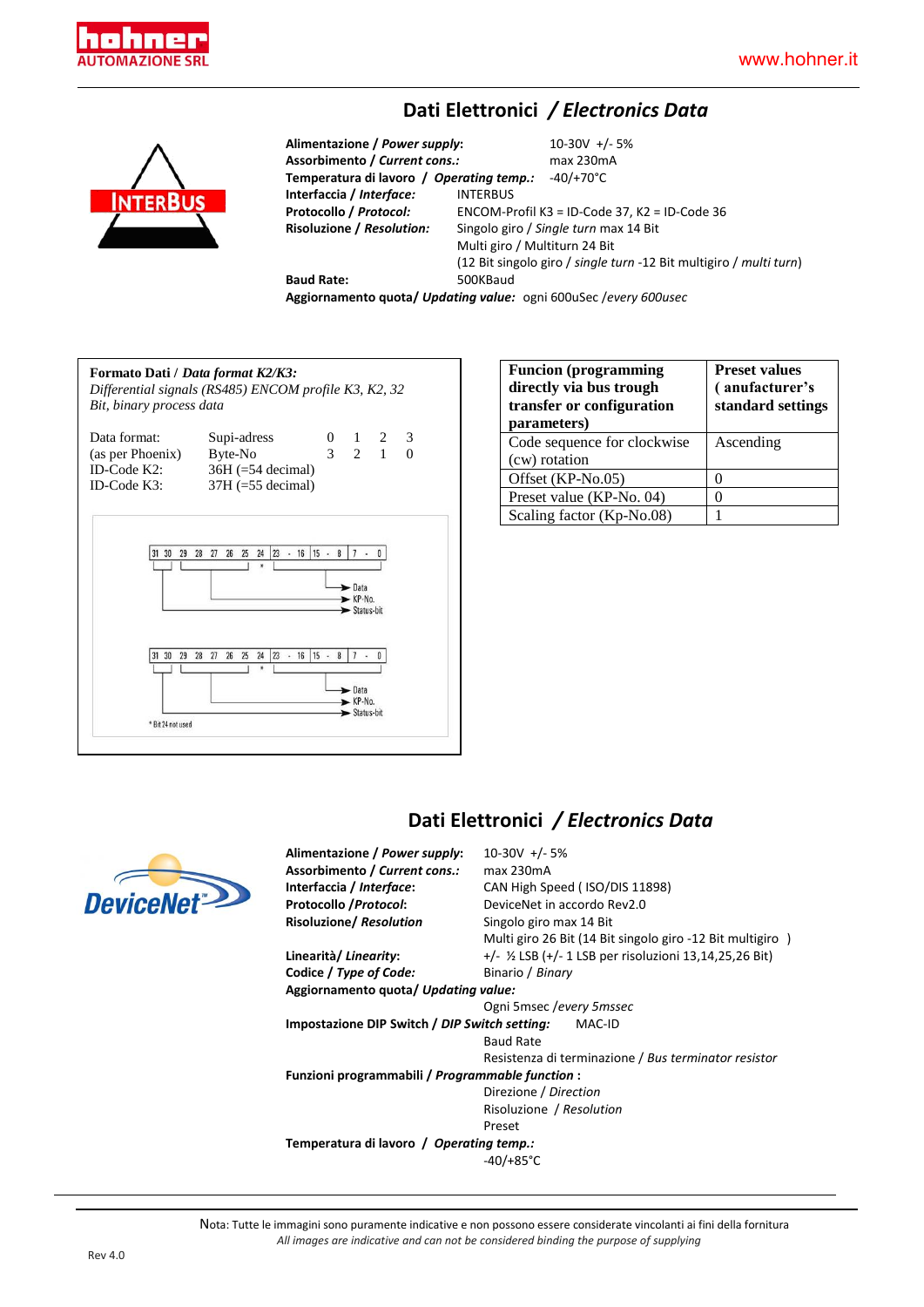## Dati Elettronici */ Electronics Data*

**Alimentazione / *Power supply*:** 10-30V +/- 5%
**Assorbimento / *Current cons.*:** max 230mA
**Temperatura di lavoro / *Operating temp.*:** -40/+70°C
**Interfaccia / *Interface*:** INTERBUS
**Protocollo / *Protocol*:** ENCOM-Profil K3 = ID-Code 37, K2 = ID-Code 36
**Risoluzione / *Resolution*:** Singolo giro / *Single turn* max 14 Bit
Multi giro / Multiturn 24 Bit
(12 Bit singolo giro / *single turn* -12 Bit multigiro / *multi turn*)
**Baud Rate:** 500KBaud
**Aggiornamento quota/ *Updating value*:** ogni 600uSec /*every 600usec*

**Formato Dati** / ***Data format K2/K3:***
*Differential signals (RS485) ENCOM profile K3, K2, 32 Bit, binary process data*

| | | | | | |
|---|---|---|---|---|---|
| Data format: | Supi-adress | 0 | 1 | 2 | 3 |
| (as per Phoenix) | Byte-No | 3 | 2 | 1 | 0 |
| ID-Code K2: | 36H (=54 decimal) | | | | |
| ID-Code K3: | 37H (=55 decimal) | | | | |

31 30 29 28 27 26 25 24 | 23 - 16 | 15 - 8 | 7 - 0
→ Data
→ KP-No.
→ Status-bit

31 30 29 28 27 26 25 24 | 23 - 16 | 15 - 8 | 7 - 0
→ Data
→ KP-No.
→ Status-bit

\* Bit 24 not used

| Funcion (programming directly via bus trough transfer or configuration parameters) | Preset values ( anufacturer's standard settings |
|---|---|
| Code sequence for clockwise (cw) rotation | Ascending |
| Offset (KP-No.05) | 0 |
| Preset value (KP-No. 04) | 0 |
| Scaling factor (Kp-No.08) | 1 |

## Dati Elettronici */ Electronics Data*

**Alimentazione / *Power supply*:** 10-30V +/- 5%
**Assorbimento / *Current cons.*:** max 230mA
**Interfaccia / *Interface*:** CAN High Speed ( ISO/DIS 11898)
**Protocollo /*Protocol*:** DeviceNet in accordo Rev2.0
**Risoluzione/ *Resolution*** Singolo giro max 14 Bit
Multi giro 26 Bit (14 Bit singolo giro -12 Bit multigiro )
**Linearità/ *Linearity*:** +/- ½ LSB (+/- 1 LSB per risoluzioni 13,14,25,26 Bit)
**Codice / *Type of Code*:** Binario / *Binary*
**Aggiornamento quota/ *Updating value*:**
Ogni 5msec /*every 5mssec*
**Impostazione DIP Switch / *DIP Switch setting*:** MAC-ID
Baud Rate
Resistenza di terminazione / *Bus terminator resistor*
**Funzioni programmabili / *Programmable function* :**
Direzione / *Direction*
Risoluzione / *Resolution*
Preset
**Temperatura di lavoro / *Operating temp.*:**
-40/+85°C

Nota: Tutte le immagini sono puramente indicative e non possono essere considerate vincolanti ai fini della fornitura
*All images are indicative and can not be considered binding the purpose of supplying*

Rev 4.0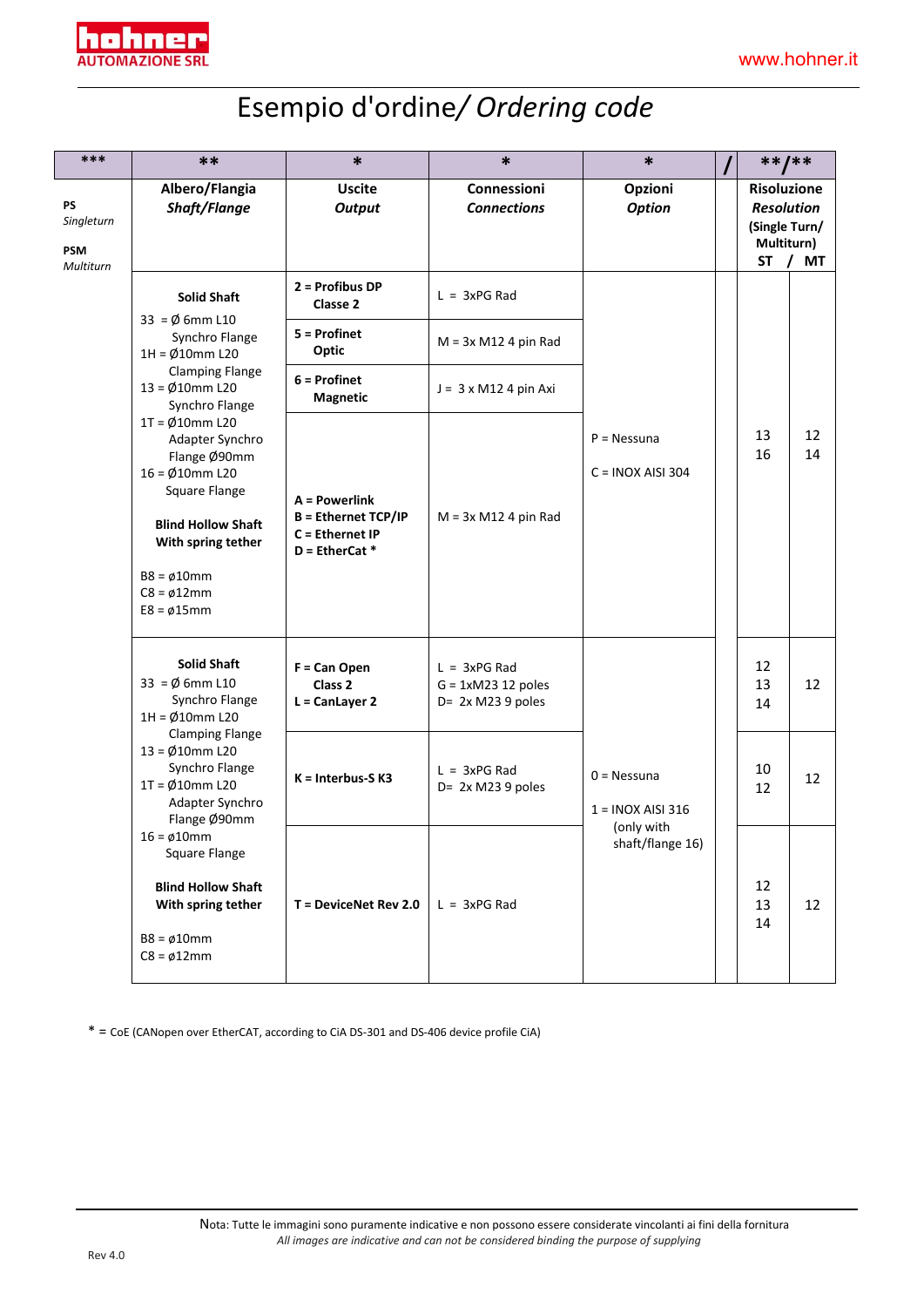# Esempio d'ordine/ *Ordering code*

| *** | ** | * | * | * | / | **/** | |
|---|---|---|---|---|---|---|---|
| **PS** *Singleturn* **PSM** *Multiturn* | **Albero/Flangia** ***Shaft/Flange*** | **Uscite** ***Output*** | **Connessioni** ***Connections*** | **Opzioni** ***Option*** | | **Risoluzione** ***Resolution*** **(Single Turn/ Multiturn)** **ST** | **MT** |
| | **Solid Shaft** 33 = Ø 6mm L10 Synchro Flange 1H = Ø10mm L20 Clamping Flange 13 = Ø10mm L20 Synchro Flange 1T = Ø10mm L20 Adapter Synchro Flange Ø90mm 16 = Ø10mm L20 Square Flange **Blind Hollow Shaft With spring tether** B8 = ø10mm C8 = ø12mm E8 = ø15mm | **2 = Profibus DP Classe 2** | L = 3xPG Rad | P = Nessuna C = INOX AISI 304 | | 13 16 | 12 14 |
| | | **5 = Profinet Optic** | M = 3x M12 4 pin Rad | | | | |
| | | **6 = Profinet Magnetic** | J = 3 x M12 4 pin Axi | | | | |
| | | **A = Powerlink B = Ethernet TCP/IP C = Ethernet IP D = EtherCat *** | M = 3x M12 4 pin Rad | | | | |
| | **Solid Shaft** 33 = Ø 6mm L10 Synchro Flange 1H = Ø10mm L20 Clamping Flange 13 = Ø10mm L20 Synchro Flange 1T = Ø10mm L20 Adapter Synchro Flange Ø90mm 16 = ø10mm Square Flange **Blind Hollow Shaft With spring tether** B8 = ø10mm C8 = ø12mm | **F = Can Open Class 2 L = CanLayer 2** | L = 3xPG Rad G = 1xM23 12 poles D= 2x M23 9 poles | 0 = Nessuna 1 = INOX AISI 316 (only with shaft/flange 16) | | 12 13 14 | 12 |
| | | **K = Interbus-S K3** | L = 3xPG Rad D= 2x M23 9 poles | | | 10 12 | 12 |
| | | **T = DeviceNet Rev 2.0** | L = 3xPG Rad | | | 12 13 14 | 12 |

* = CoE (CANopen over EtherCAT, according to CiA DS-301 and DS-406 device profile CiA)

Nota: Tutte le immagini sono puramente indicative e non possono essere considerate vincolanti ai fini della fornitura
*All images are indicative and can not be considered binding the purpose of supplying*

Rev 4.0